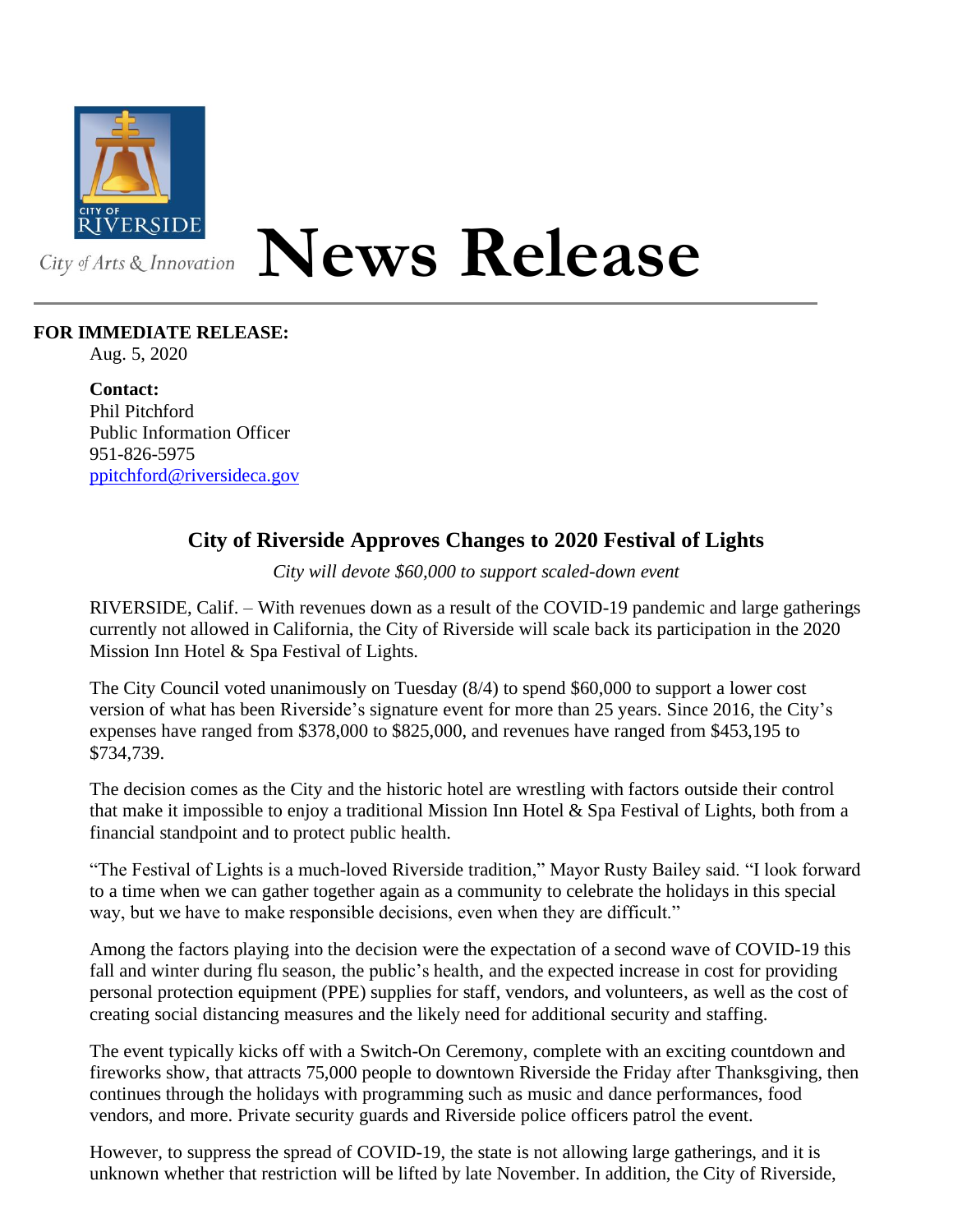City of Arts & Innovation

# News Release

**FOR IMMEDIATE RELEASE:**
Aug. 5, 2020

**Contact:**
Phil Pitchford
Public Information Officer
951-826-5975
ppitchford@riversideca.gov

## City of Riverside Approves Changes to 2020 Festival of Lights

*City will devote $60,000 to support scaled-down event*

RIVERSIDE, Calif. – With revenues down as a result of the COVID-19 pandemic and large gatherings currently not allowed in California, the City of Riverside will scale back its participation in the 2020 Mission Inn Hotel & Spa Festival of Lights.

The City Council voted unanimously on Tuesday (8/4) to spend $60,000 to support a lower cost version of what has been Riverside's signature event for more than 25 years. Since 2016, the City's expenses have ranged from $378,000 to $825,000, and revenues have ranged from $453,195 to $734,739.

The decision comes as the City and the historic hotel are wrestling with factors outside their control that make it impossible to enjoy a traditional Mission Inn Hotel & Spa Festival of Lights, both from a financial standpoint and to protect public health.

"The Festival of Lights is a much-loved Riverside tradition," Mayor Rusty Bailey said. "I look forward to a time when we can gather together again as a community to celebrate the holidays in this special way, but we have to make responsible decisions, even when they are difficult."

Among the factors playing into the decision were the expectation of a second wave of COVID-19 this fall and winter during flu season, the public's health, and the expected increase in cost for providing personal protection equipment (PPE) supplies for staff, vendors, and volunteers, as well as the cost of creating social distancing measures and the likely need for additional security and staffing.

The event typically kicks off with a Switch-On Ceremony, complete with an exciting countdown and fireworks show, that attracts 75,000 people to downtown Riverside the Friday after Thanksgiving, then continues through the holidays with programming such as music and dance performances, food vendors, and more. Private security guards and Riverside police officers patrol the event.

However, to suppress the spread of COVID-19, the state is not allowing large gatherings, and it is unknown whether that restriction will be lifted by late November. In addition, the City of Riverside,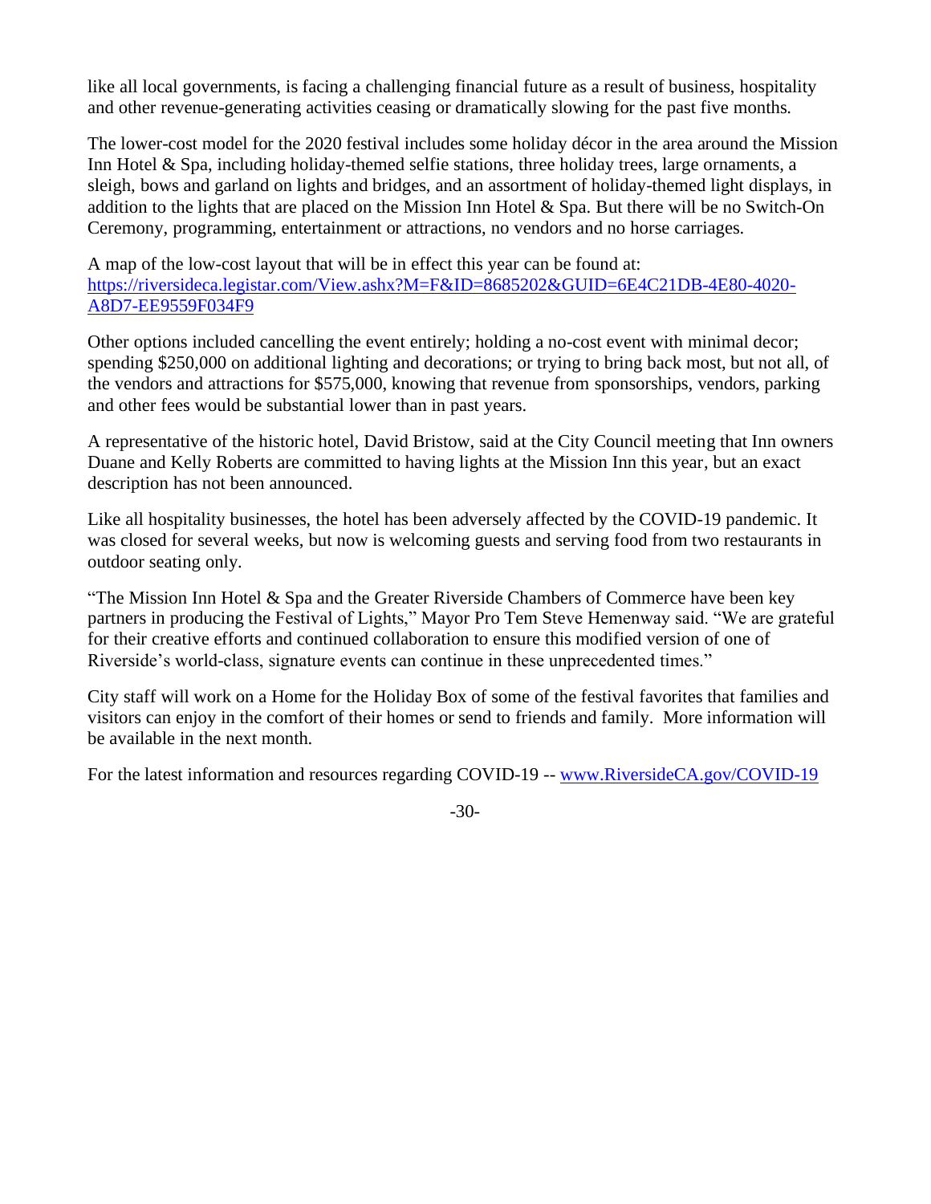like all local governments, is facing a challenging financial future as a result of business, hospitality and other revenue-generating activities ceasing or dramatically slowing for the past five months.

The lower-cost model for the 2020 festival includes some holiday décor in the area around the Mission Inn Hotel & Spa, including holiday-themed selfie stations, three holiday trees, large ornaments, a sleigh, bows and garland on lights and bridges, and an assortment of holiday-themed light displays, in addition to the lights that are placed on the Mission Inn Hotel & Spa. But there will be no Switch-On Ceremony, programming, entertainment or attractions, no vendors and no horse carriages.

A map of the low-cost layout that will be in effect this year can be found at: [https://riversideca.legistar.com/View.ashx?M=F&ID=8685202&GUID=6E4C21DB-4E80-4020-A8D7-EE9559F034F9](https://riversideca.legistar.com/View.ashx?M=F&ID=8685202&GUID=6E4C21DB-4E80-4020-A8D7-EE9559F034F9)

Other options included cancelling the event entirely; holding a no-cost event with minimal decor; spending $250,000 on additional lighting and decorations; or trying to bring back most, but not all, of the vendors and attractions for $575,000, knowing that revenue from sponsorships, vendors, parking and other fees would be substantial lower than in past years.

A representative of the historic hotel, David Bristow, said at the City Council meeting that Inn owners Duane and Kelly Roberts are committed to having lights at the Mission Inn this year, but an exact description has not been announced.

Like all hospitality businesses, the hotel has been adversely affected by the COVID-19 pandemic. It was closed for several weeks, but now is welcoming guests and serving food from two restaurants in outdoor seating only.

"The Mission Inn Hotel & Spa and the Greater Riverside Chambers of Commerce have been key partners in producing the Festival of Lights," Mayor Pro Tem Steve Hemenway said. "We are grateful for their creative efforts and continued collaboration to ensure this modified version of one of Riverside's world-class, signature events can continue in these unprecedented times."

City staff will work on a Home for the Holiday Box of some of the festival favorites that families and visitors can enjoy in the comfort of their homes or send to friends and family. More information will be available in the next month.

For the latest information and resources regarding COVID-19 -- [www.RiversideCA.gov/COVID-19](http://www.RiversideCA.gov/COVID-19)

-30-